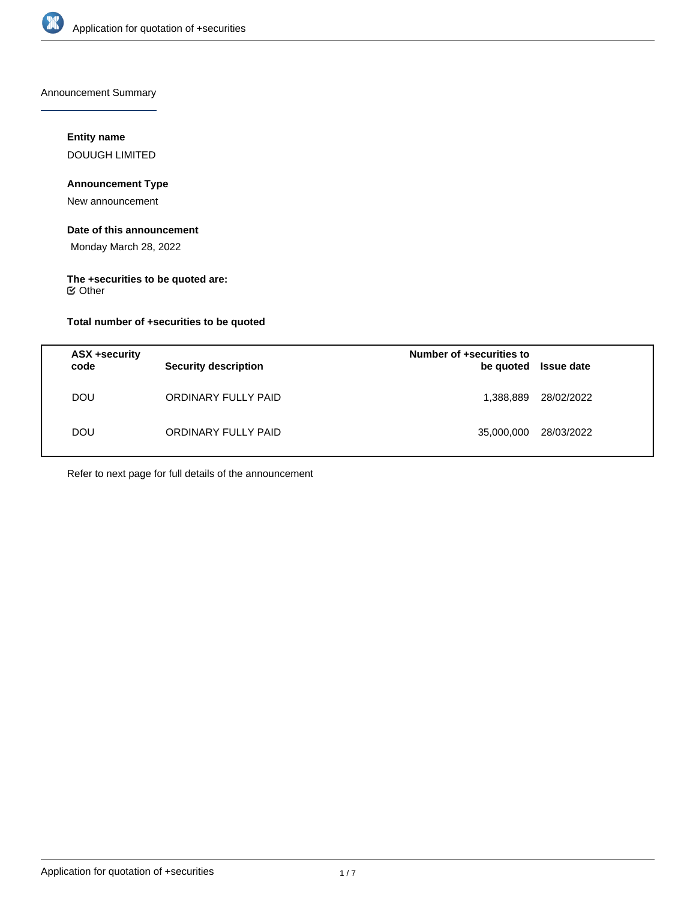Announcement Summary

**Entity name**

DOUUGH LIMITED

**Announcement Type**

New announcement

**Date of this announcement**

Monday March 28, 2022

**The +securities to be quoted are:**

☑ Other

**Total number of +securities to be quoted**

| ASX +security code | Security description | Number of +securities to be quoted | Issue date |
|---|---|---|---|
| DOU | ORDINARY FULLY PAID | 1,388,889 | 28/02/2022 |
| DOU | ORDINARY FULLY PAID | 35,000,000 | 28/03/2022 |

Refer to next page for full details of the announcement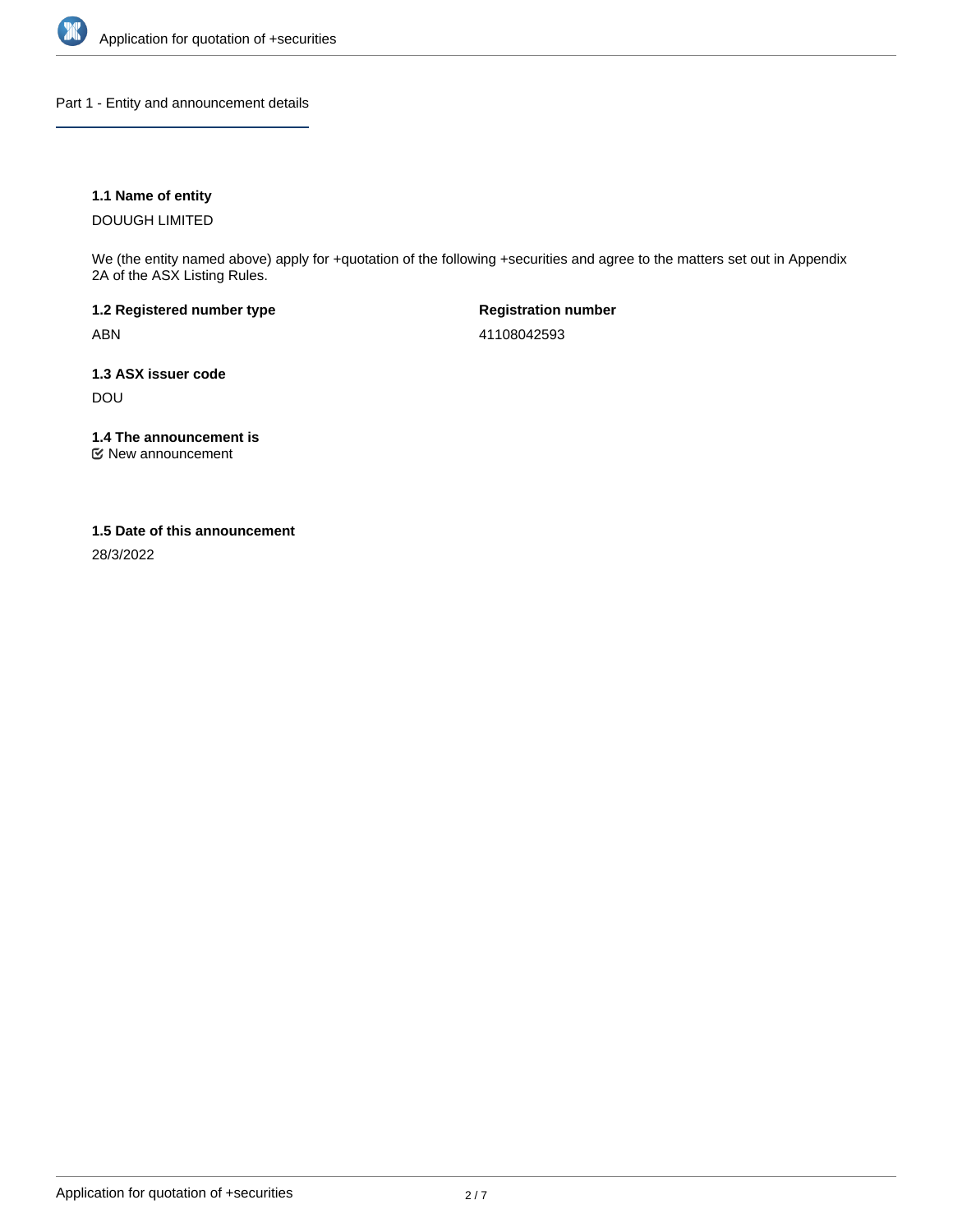## Part 1 - Entity and announcement details

**1.1 Name of entity**

DOUUGH LIMITED

We (the entity named above) apply for +quotation of the following +securities and agree to the matters set out in Appendix 2A of the ASX Listing Rules.

**1.2 Registered number type**

ABN

**Registration number**

41108042593

**1.3 ASX issuer code**

DOU

**1.4 The announcement is**

☑ New announcement

**1.5 Date of this announcement**

28/3/2022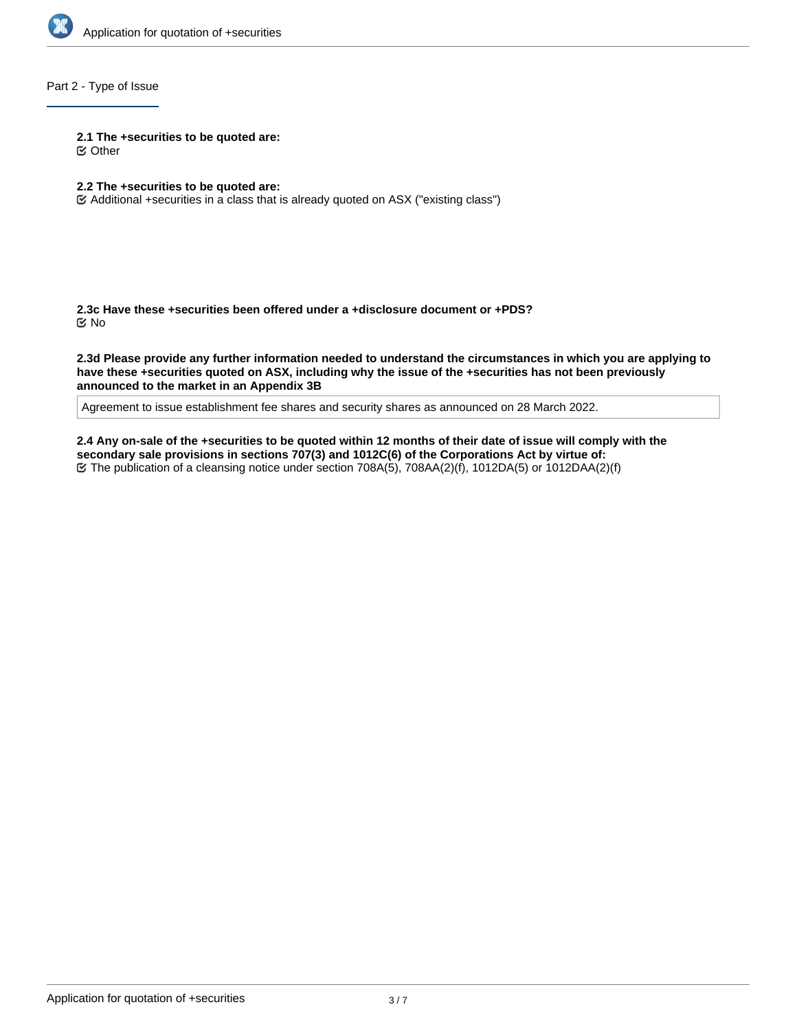## Part 2 - Type of Issue

**2.1 The +securities to be quoted are:**
Other

**2.2 The +securities to be quoted are:**
Additional +securities in a class that is already quoted on ASX ("existing class")

**2.3c Have these +securities been offered under a +disclosure document or +PDS?**
No

**2.3d Please provide any further information needed to understand the circumstances in which you are applying to have these +securities quoted on ASX, including why the issue of the +securities has not been previously announced to the market in an Appendix 3B**

Agreement to issue establishment fee shares and security shares as announced on 28 March 2022.

**2.4 Any on-sale of the +securities to be quoted within 12 months of their date of issue will comply with the secondary sale provisions in sections 707(3) and 1012C(6) of the Corporations Act by virtue of:**
The publication of a cleansing notice under section 708A(5), 708AA(2)(f), 1012DA(5) or 1012DAA(2)(f)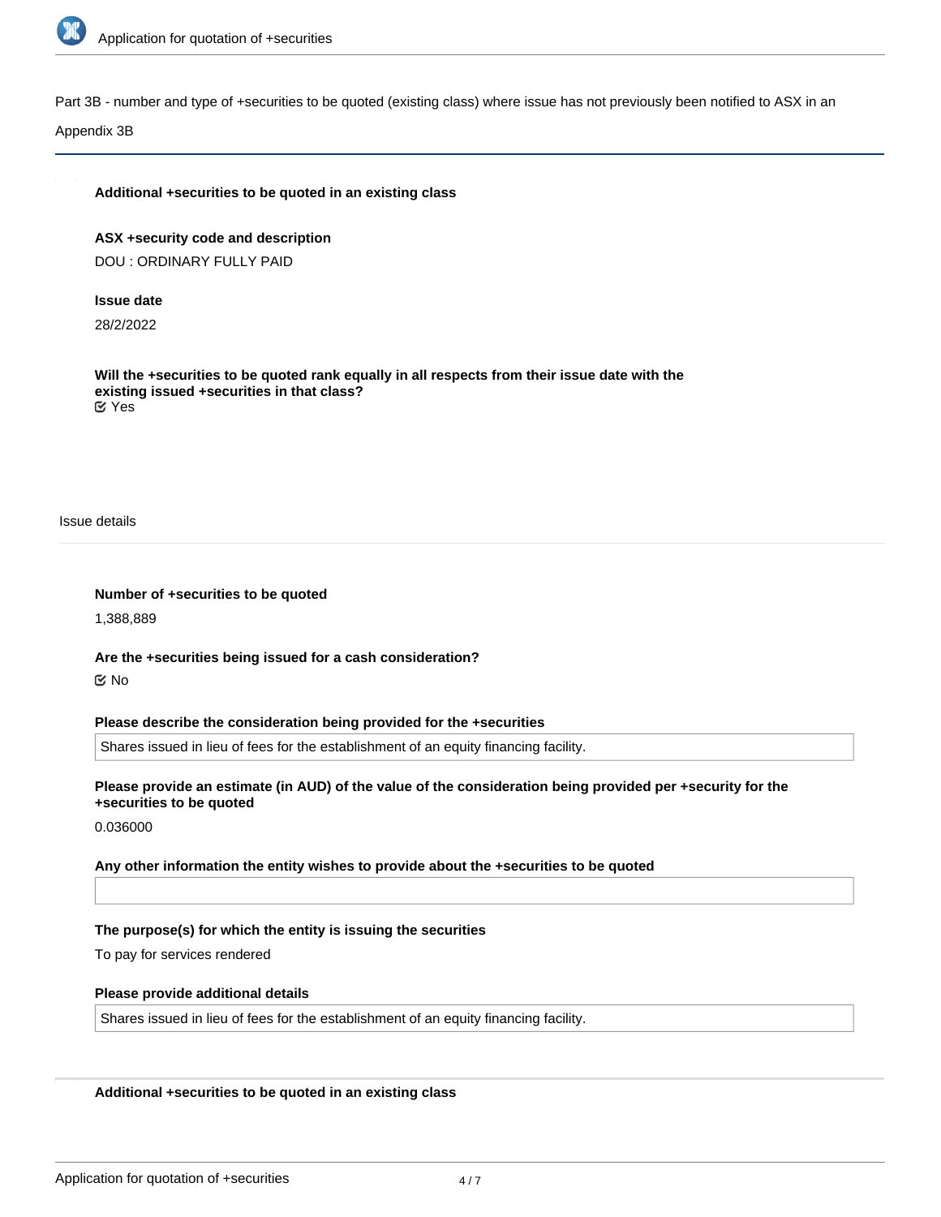Part 3B - number and type of +securities to be quoted (existing class) where issue has not previously been notified to ASX in an Appendix 3B

**Additional +securities to be quoted in an existing class**

**ASX +security code and description**

DOU : ORDINARY FULLY PAID

**Issue date**

28/2/2022

**Will the +securities to be quoted rank equally in all respects from their issue date with the existing issued +securities in that class?**

☑ Yes

Issue details

**Number of +securities to be quoted**

1,388,889

**Are the +securities being issued for a cash consideration?**

☑ No

**Please describe the consideration being provided for the +securities**

Shares issued in lieu of fees for the establishment of an equity financing facility.

**Please provide an estimate (in AUD) of the value of the consideration being provided per +security for the +securities to be quoted**

0.036000

**Any other information the entity wishes to provide about the +securities to be quoted**

**The purpose(s) for which the entity is issuing the securities**

To pay for services rendered

**Please provide additional details**

Shares issued in lieu of fees for the establishment of an equity financing facility.

**Additional +securities to be quoted in an existing class**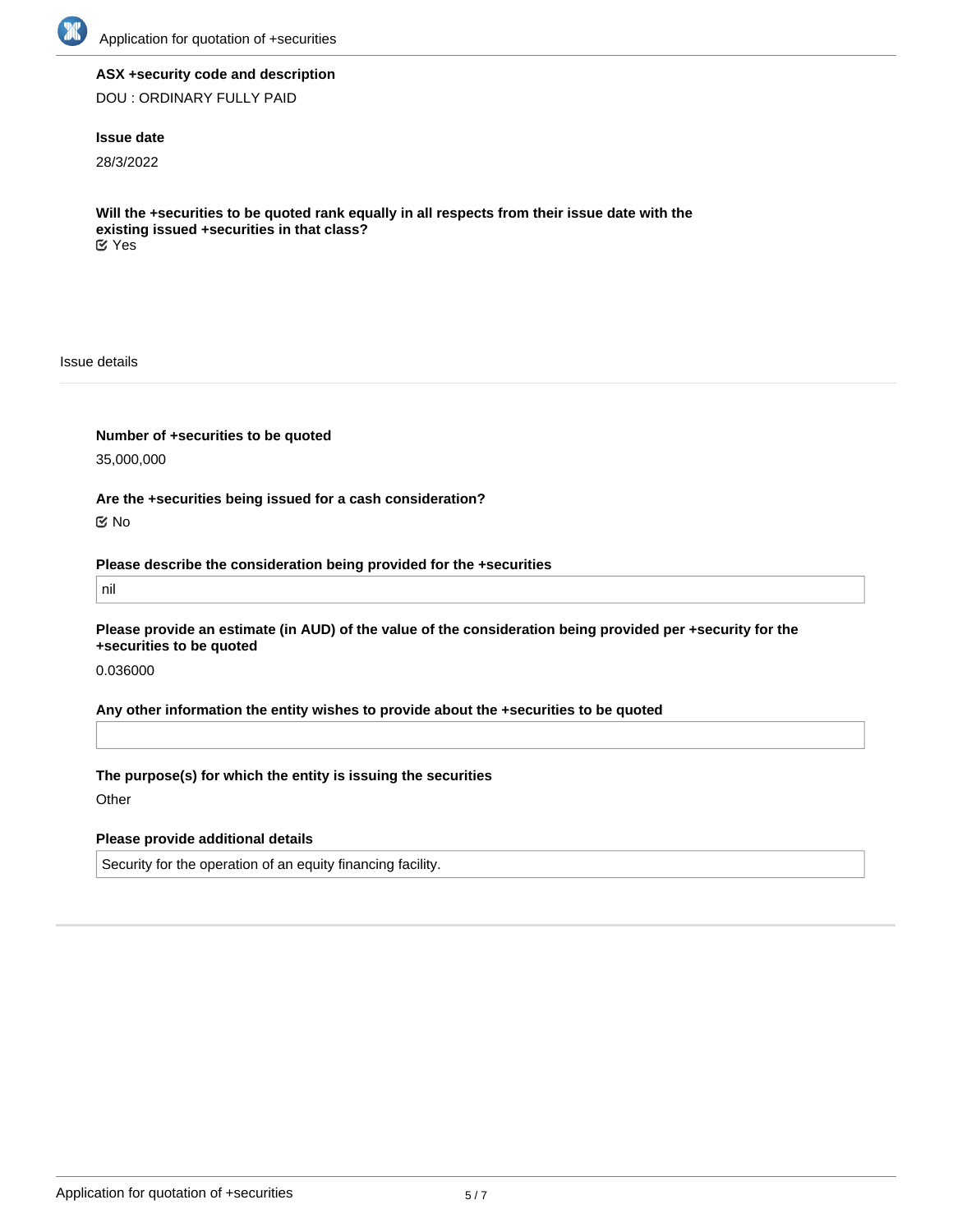**ASX +security code and description**

DOU : ORDINARY FULLY PAID

**Issue date**

28/3/2022

**Will the +securities to be quoted rank equally in all respects from their issue date with the existing issued +securities in that class?**

Yes

Issue details

**Number of +securities to be quoted**

35,000,000

**Are the +securities being issued for a cash consideration?**

No

**Please describe the consideration being provided for the +securities**

nil

**Please provide an estimate (in AUD) of the value of the consideration being provided per +security for the +securities to be quoted**

0.036000

**Any other information the entity wishes to provide about the +securities to be quoted**

**The purpose(s) for which the entity is issuing the securities**

Other

**Please provide additional details**

Security for the operation of an equity financing facility.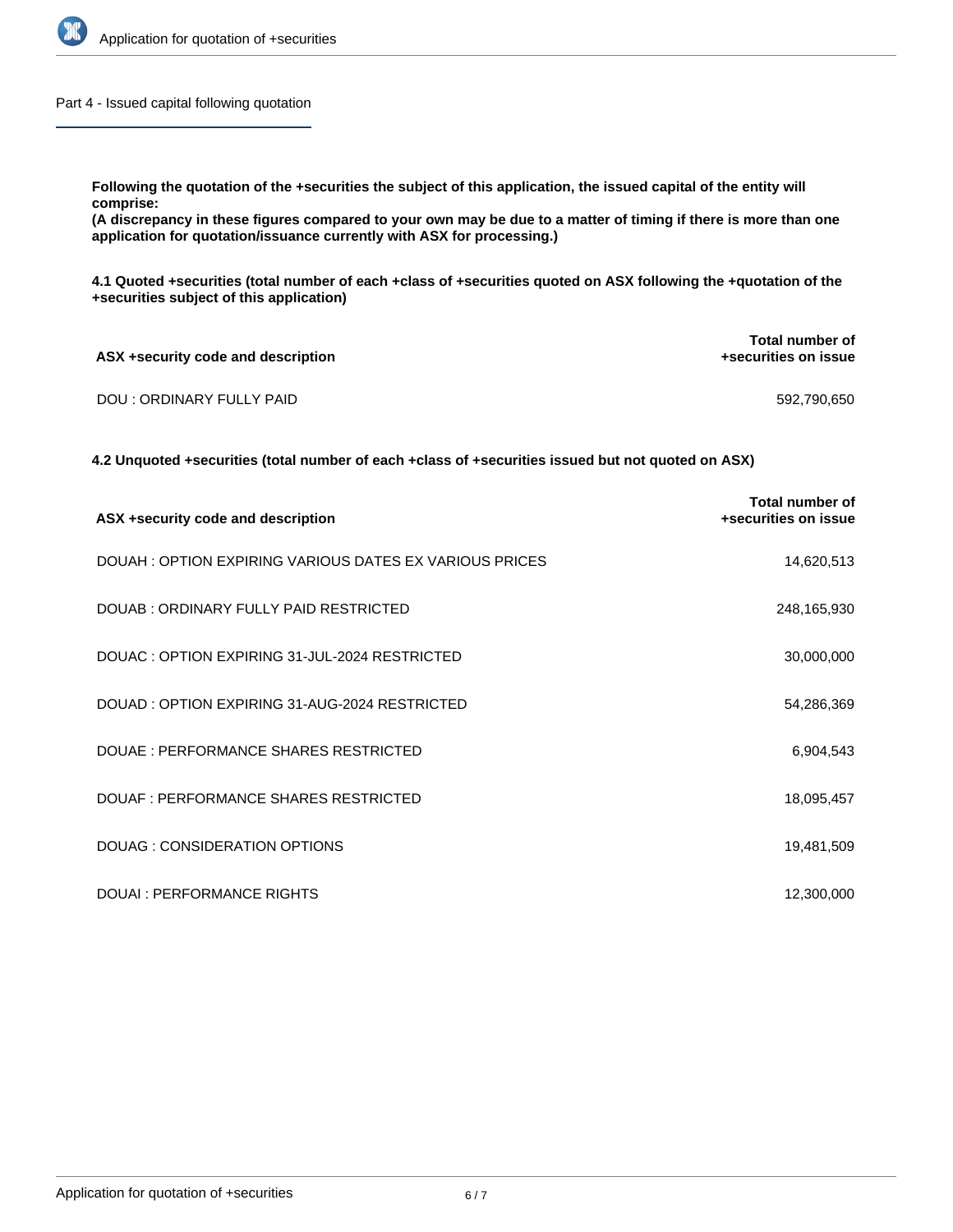## Part 4 - Issued capital following quotation

**Following the quotation of the +securities the subject of this application, the issued capital of the entity will comprise:**
**(A discrepancy in these figures compared to your own may be due to a matter of timing if there is more than one application for quotation/issuance currently with ASX for processing.)**

**4.1 Quoted +securities (total number of each +class of +securities quoted on ASX following the +quotation of the +securities subject of this application)**

| ASX +security code and description | Total number of +securities on issue |
|---|---|
| DOU : ORDINARY FULLY PAID | 592,790,650 |

**4.2 Unquoted +securities (total number of each +class of +securities issued but not quoted on ASX)**

| ASX +security code and description | Total number of +securities on issue |
|---|---|
| DOUAH : OPTION EXPIRING VARIOUS DATES EX VARIOUS PRICES | 14,620,513 |
| DOUAB : ORDINARY FULLY PAID RESTRICTED | 248,165,930 |
| DOUAC : OPTION EXPIRING 31-JUL-2024 RESTRICTED | 30,000,000 |
| DOUAD : OPTION EXPIRING 31-AUG-2024 RESTRICTED | 54,286,369 |
| DOUAE : PERFORMANCE SHARES RESTRICTED | 6,904,543 |
| DOUAF : PERFORMANCE SHARES RESTRICTED | 18,095,457 |
| DOUAG : CONSIDERATION OPTIONS | 19,481,509 |
| DOUAI : PERFORMANCE RIGHTS | 12,300,000 |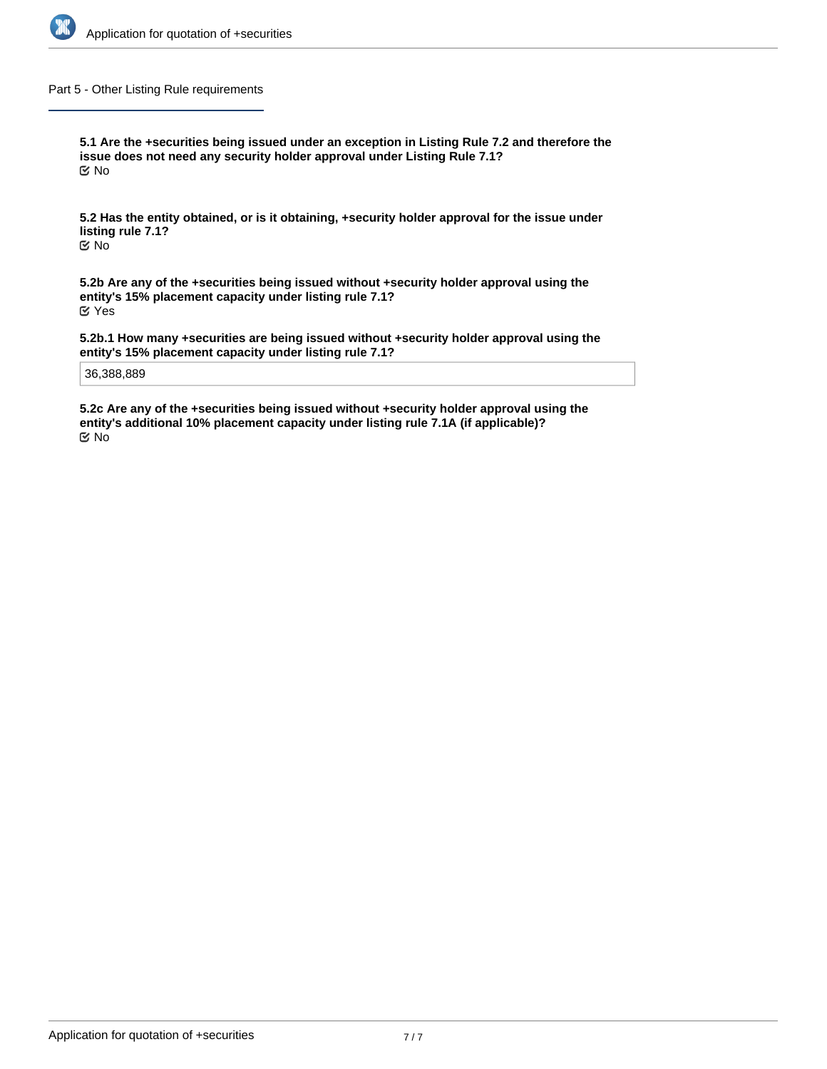## Part 5 - Other Listing Rule requirements

**5.1 Are the +securities being issued under an exception in Listing Rule 7.2 and therefore the issue does not need any security holder approval under Listing Rule 7.1?**

No

**5.2 Has the entity obtained, or is it obtaining, +security holder approval for the issue under listing rule 7.1?**

No

**5.2b Are any of the +securities being issued without +security holder approval using the entity's 15% placement capacity under listing rule 7.1?**

Yes

**5.2b.1 How many +securities are being issued without +security holder approval using the entity's 15% placement capacity under listing rule 7.1?**

36,388,889

**5.2c Are any of the +securities being issued without +security holder approval using the entity's additional 10% placement capacity under listing rule 7.1A (if applicable)?**

No